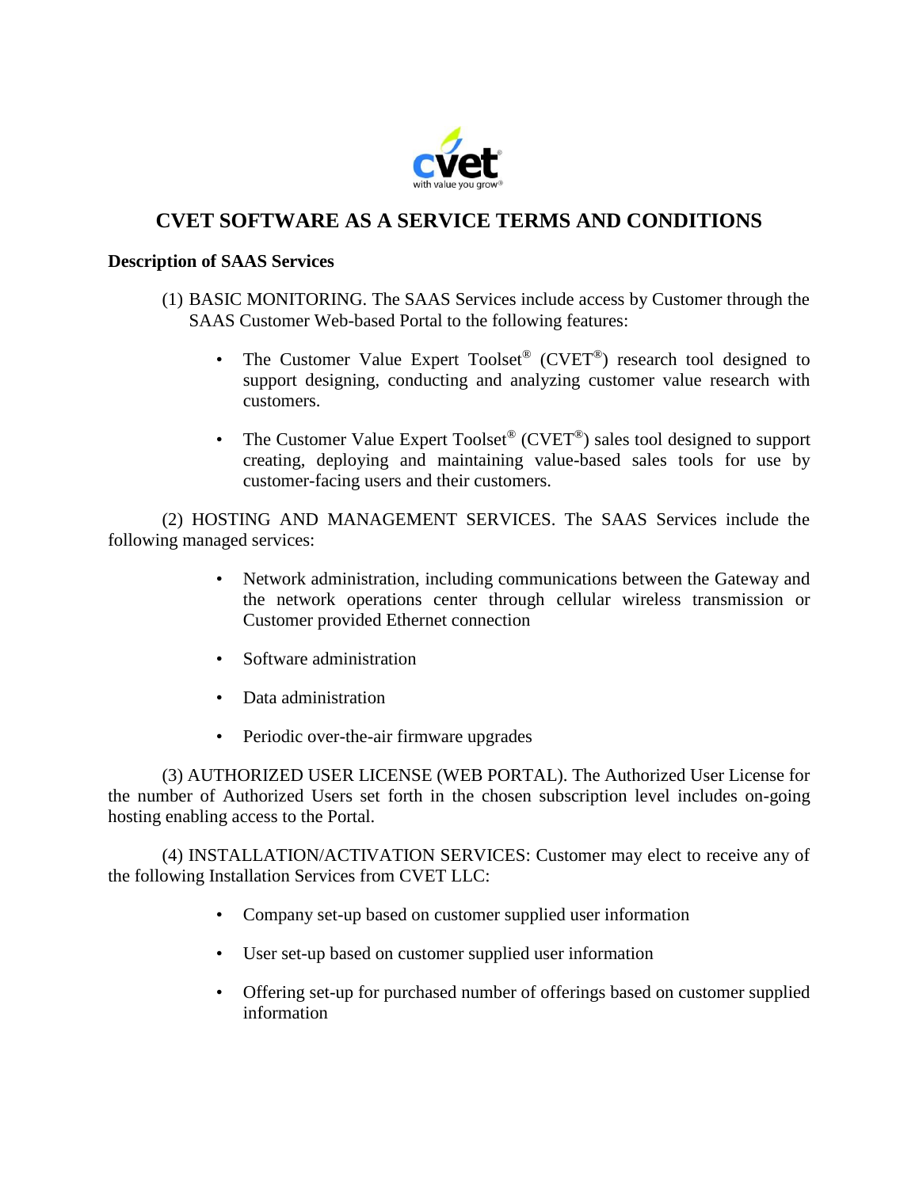# CVET SOFTWARE AS A SERVICE TERMS AND CONDITIONS

**Description of SAAS Services**

(1) BASIC MONITORING. The SAAS Services include access by Customer through the SAAS Customer Web-based Portal to the following features:

- The Customer Value Expert Toolset® (CVET®) research tool designed to support designing, conducting and analyzing customer value research with customers.
- The Customer Value Expert Toolset® (CVET®) sales tool designed to support creating, deploying and maintaining value-based sales tools for use by customer-facing users and their customers.

(2) HOSTING AND MANAGEMENT SERVICES. The SAAS Services include the following managed services:

- Network administration, including communications between the Gateway and the network operations center through cellular wireless transmission or Customer provided Ethernet connection
- Software administration
- Data administration
- Periodic over-the-air firmware upgrades

(3) AUTHORIZED USER LICENSE (WEB PORTAL). The Authorized User License for the number of Authorized Users set forth in the chosen subscription level includes on-going hosting enabling access to the Portal.

(4) INSTALLATION/ACTIVATION SERVICES: Customer may elect to receive any of the following Installation Services from CVET LLC:

- Company set-up based on customer supplied user information
- User set-up based on customer supplied user information
- Offering set-up for purchased number of offerings based on customer supplied information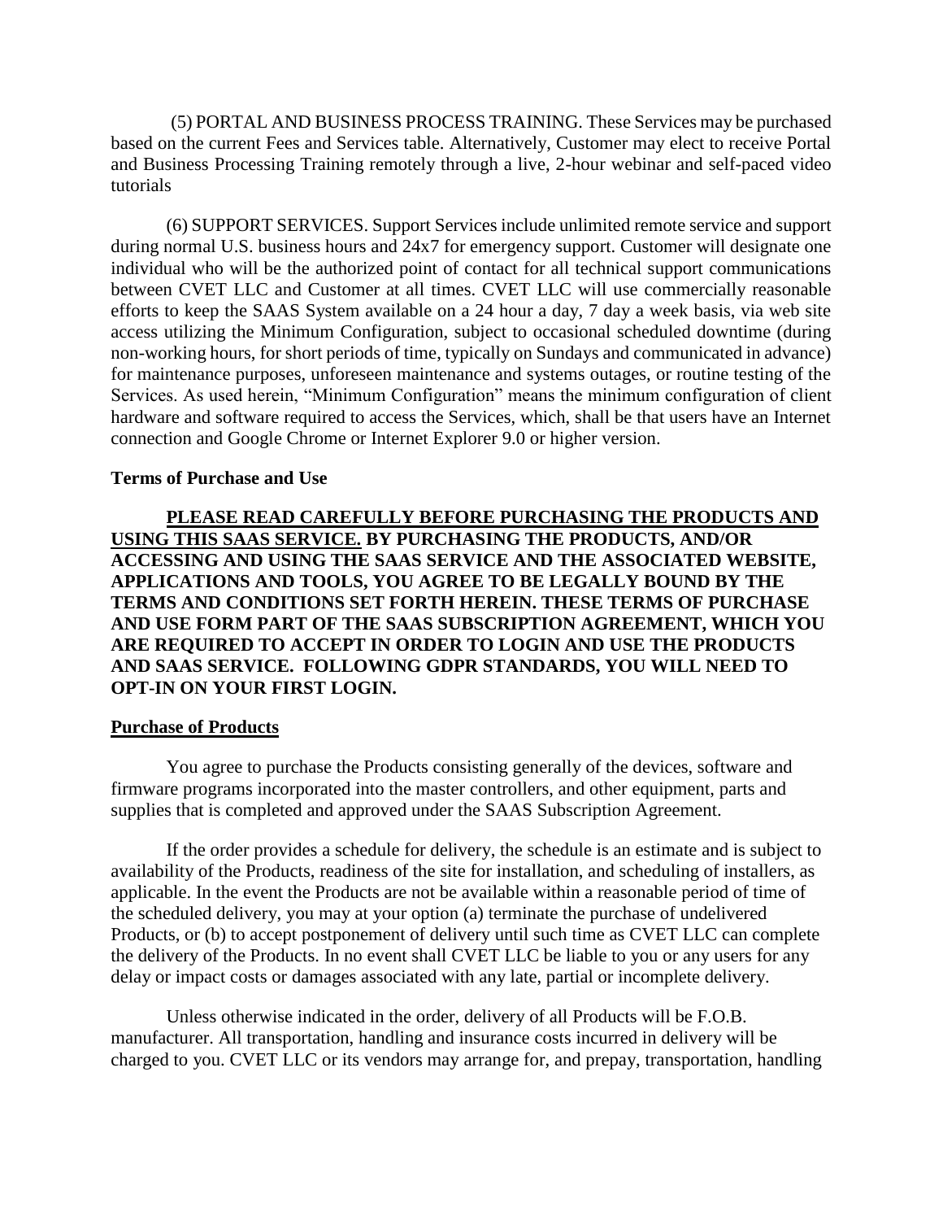(5) PORTAL AND BUSINESS PROCESS TRAINING. These Services may be purchased based on the current Fees and Services table. Alternatively, Customer may elect to receive Portal and Business Processing Training remotely through a live, 2-hour webinar and self-paced video tutorials

(6) SUPPORT SERVICES. Support Services include unlimited remote service and support during normal U.S. business hours and 24x7 for emergency support. Customer will designate one individual who will be the authorized point of contact for all technical support communications between CVET LLC and Customer at all times. CVET LLC will use commercially reasonable efforts to keep the SAAS System available on a 24 hour a day, 7 day a week basis, via web site access utilizing the Minimum Configuration, subject to occasional scheduled downtime (during non-working hours, for short periods of time, typically on Sundays and communicated in advance) for maintenance purposes, unforeseen maintenance and systems outages, or routine testing of the Services. As used herein, "Minimum Configuration" means the minimum configuration of client hardware and software required to access the Services, which, shall be that users have an Internet connection and Google Chrome or Internet Explorer 9.0 or higher version.

**Terms of Purchase and Use**

**PLEASE READ CAREFULLY BEFORE PURCHASING THE PRODUCTS AND USING THIS SAAS SERVICE. BY PURCHASING THE PRODUCTS, AND/OR ACCESSING AND USING THE SAAS SERVICE AND THE ASSOCIATED WEBSITE, APPLICATIONS AND TOOLS, YOU AGREE TO BE LEGALLY BOUND BY THE TERMS AND CONDITIONS SET FORTH HEREIN. THESE TERMS OF PURCHASE AND USE FORM PART OF THE SAAS SUBSCRIPTION AGREEMENT, WHICH YOU ARE REQUIRED TO ACCEPT IN ORDER TO LOGIN AND USE THE PRODUCTS AND SAAS SERVICE. FOLLOWING GDPR STANDARDS, YOU WILL NEED TO OPT-IN ON YOUR FIRST LOGIN.**

**Purchase of Products**

You agree to purchase the Products consisting generally of the devices, software and firmware programs incorporated into the master controllers, and other equipment, parts and supplies that is completed and approved under the SAAS Subscription Agreement.

If the order provides a schedule for delivery, the schedule is an estimate and is subject to availability of the Products, readiness of the site for installation, and scheduling of installers, as applicable. In the event the Products are not be available within a reasonable period of time of the scheduled delivery, you may at your option (a) terminate the purchase of undelivered Products, or (b) to accept postponement of delivery until such time as CVET LLC can complete the delivery of the Products. In no event shall CVET LLC be liable to you or any users for any delay or impact costs or damages associated with any late, partial or incomplete delivery.

Unless otherwise indicated in the order, delivery of all Products will be F.O.B. manufacturer. All transportation, handling and insurance costs incurred in delivery will be charged to you. CVET LLC or its vendors may arrange for, and prepay, transportation, handling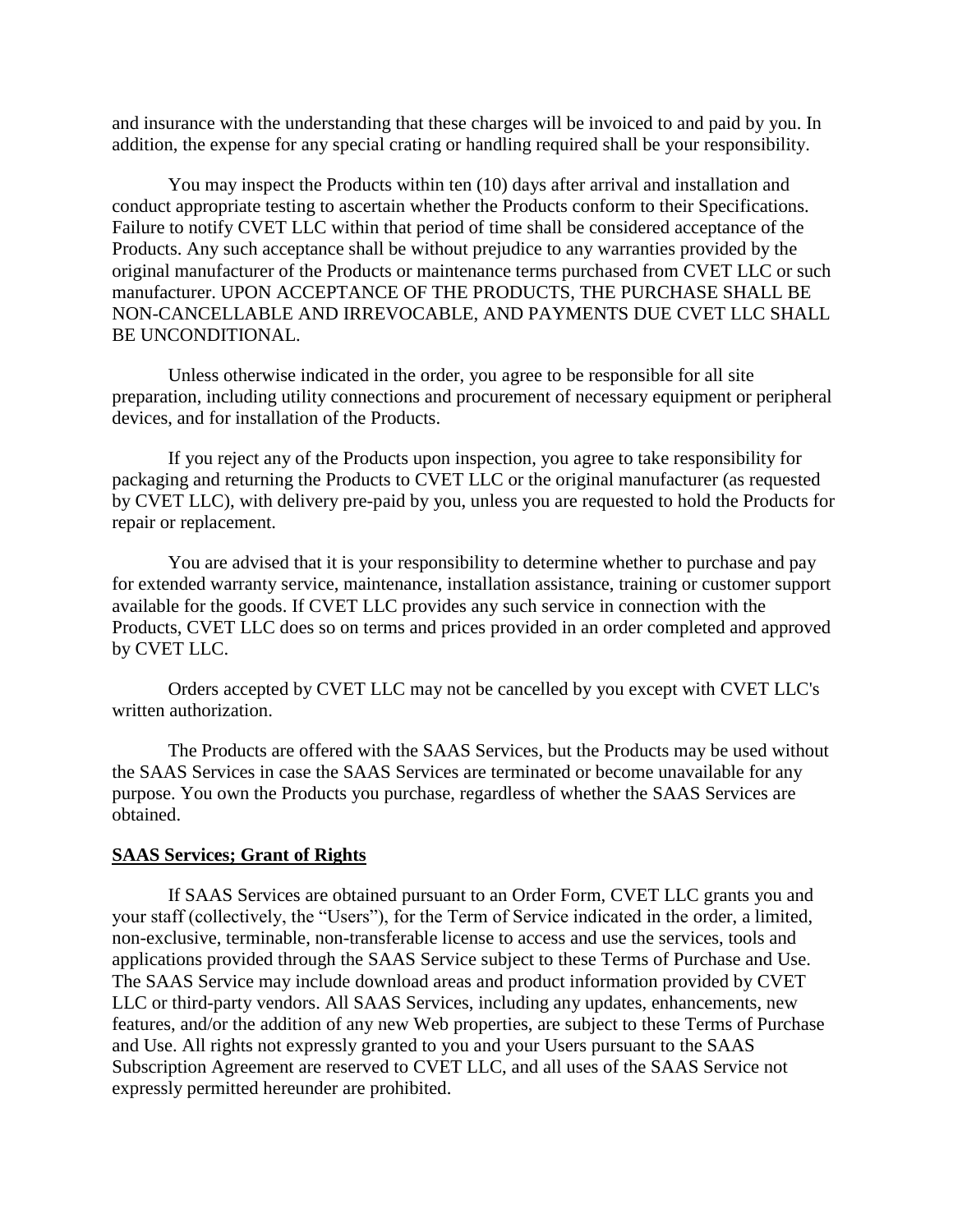and insurance with the understanding that these charges will be invoiced to and paid by you. In addition, the expense for any special crating or handling required shall be your responsibility.

You may inspect the Products within ten (10) days after arrival and installation and conduct appropriate testing to ascertain whether the Products conform to their Specifications. Failure to notify CVET LLC within that period of time shall be considered acceptance of the Products. Any such acceptance shall be without prejudice to any warranties provided by the original manufacturer of the Products or maintenance terms purchased from CVET LLC or such manufacturer. UPON ACCEPTANCE OF THE PRODUCTS, THE PURCHASE SHALL BE NON-CANCELLABLE AND IRREVOCABLE, AND PAYMENTS DUE CVET LLC SHALL BE UNCONDITIONAL.

Unless otherwise indicated in the order, you agree to be responsible for all site preparation, including utility connections and procurement of necessary equipment or peripheral devices, and for installation of the Products.

If you reject any of the Products upon inspection, you agree to take responsibility for packaging and returning the Products to CVET LLC or the original manufacturer (as requested by CVET LLC), with delivery pre-paid by you, unless you are requested to hold the Products for repair or replacement.

You are advised that it is your responsibility to determine whether to purchase and pay for extended warranty service, maintenance, installation assistance, training or customer support available for the goods. If CVET LLC provides any such service in connection with the Products, CVET LLC does so on terms and prices provided in an order completed and approved by CVET LLC.

Orders accepted by CVET LLC may not be cancelled by you except with CVET LLC's written authorization.

The Products are offered with the SAAS Services, but the Products may be used without the SAAS Services in case the SAAS Services are terminated or become unavailable for any purpose. You own the Products you purchase, regardless of whether the SAAS Services are obtained.

**SAAS Services; Grant of Rights**

If SAAS Services are obtained pursuant to an Order Form, CVET LLC grants you and your staff (collectively, the "Users"), for the Term of Service indicated in the order, a limited, non-exclusive, terminable, non-transferable license to access and use the services, tools and applications provided through the SAAS Service subject to these Terms of Purchase and Use. The SAAS Service may include download areas and product information provided by CVET LLC or third-party vendors. All SAAS Services, including any updates, enhancements, new features, and/or the addition of any new Web properties, are subject to these Terms of Purchase and Use. All rights not expressly granted to you and your Users pursuant to the SAAS Subscription Agreement are reserved to CVET LLC, and all uses of the SAAS Service not expressly permitted hereunder are prohibited.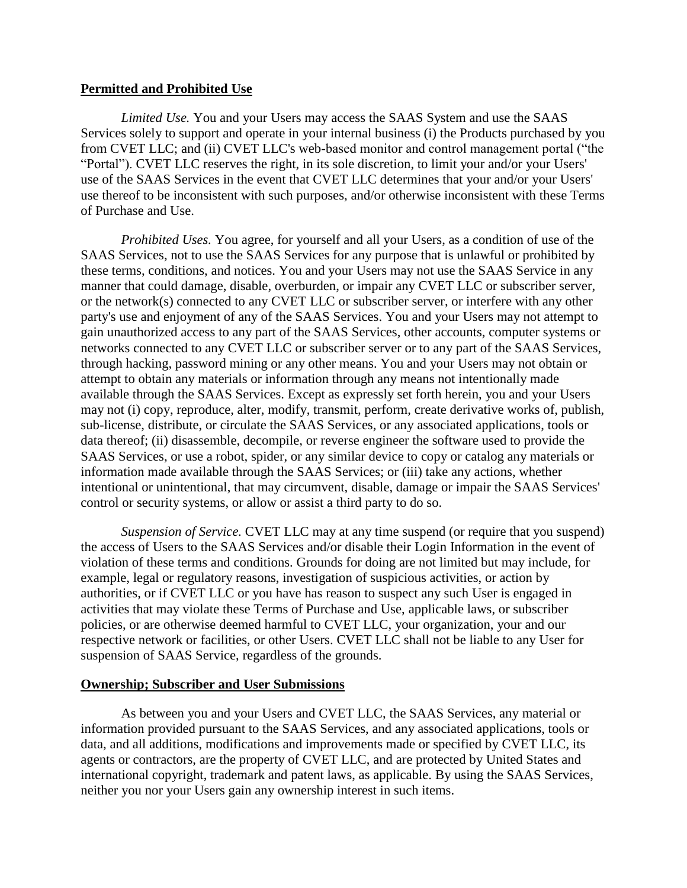**Permitted and Prohibited Use**

*Limited Use.* You and your Users may access the SAAS System and use the SAAS Services solely to support and operate in your internal business (i) the Products purchased by you from CVET LLC; and (ii) CVET LLC's web-based monitor and control management portal ("the "Portal"). CVET LLC reserves the right, in its sole discretion, to limit your and/or your Users' use of the SAAS Services in the event that CVET LLC determines that your and/or your Users' use thereof to be inconsistent with such purposes, and/or otherwise inconsistent with these Terms of Purchase and Use.

*Prohibited Uses.* You agree, for yourself and all your Users, as a condition of use of the SAAS Services, not to use the SAAS Services for any purpose that is unlawful or prohibited by these terms, conditions, and notices. You and your Users may not use the SAAS Service in any manner that could damage, disable, overburden, or impair any CVET LLC or subscriber server, or the network(s) connected to any CVET LLC or subscriber server, or interfere with any other party's use and enjoyment of any of the SAAS Services. You and your Users may not attempt to gain unauthorized access to any part of the SAAS Services, other accounts, computer systems or networks connected to any CVET LLC or subscriber server or to any part of the SAAS Services, through hacking, password mining or any other means. You and your Users may not obtain or attempt to obtain any materials or information through any means not intentionally made available through the SAAS Services. Except as expressly set forth herein, you and your Users may not (i) copy, reproduce, alter, modify, transmit, perform, create derivative works of, publish, sub-license, distribute, or circulate the SAAS Services, or any associated applications, tools or data thereof; (ii) disassemble, decompile, or reverse engineer the software used to provide the SAAS Services, or use a robot, spider, or any similar device to copy or catalog any materials or information made available through the SAAS Services; or (iii) take any actions, whether intentional or unintentional, that may circumvent, disable, damage or impair the SAAS Services' control or security systems, or allow or assist a third party to do so.

*Suspension of Service.* CVET LLC may at any time suspend (or require that you suspend) the access of Users to the SAAS Services and/or disable their Login Information in the event of violation of these terms and conditions. Grounds for doing are not limited but may include, for example, legal or regulatory reasons, investigation of suspicious activities, or action by authorities, or if CVET LLC or you have has reason to suspect any such User is engaged in activities that may violate these Terms of Purchase and Use, applicable laws, or subscriber policies, or are otherwise deemed harmful to CVET LLC, your organization, your and our respective network or facilities, or other Users. CVET LLC shall not be liable to any User for suspension of SAAS Service, regardless of the grounds.

**Ownership; Subscriber and User Submissions**

As between you and your Users and CVET LLC, the SAAS Services, any material or information provided pursuant to the SAAS Services, and any associated applications, tools or data, and all additions, modifications and improvements made or specified by CVET LLC, its agents or contractors, are the property of CVET LLC, and are protected by United States and international copyright, trademark and patent laws, as applicable. By using the SAAS Services, neither you nor your Users gain any ownership interest in such items.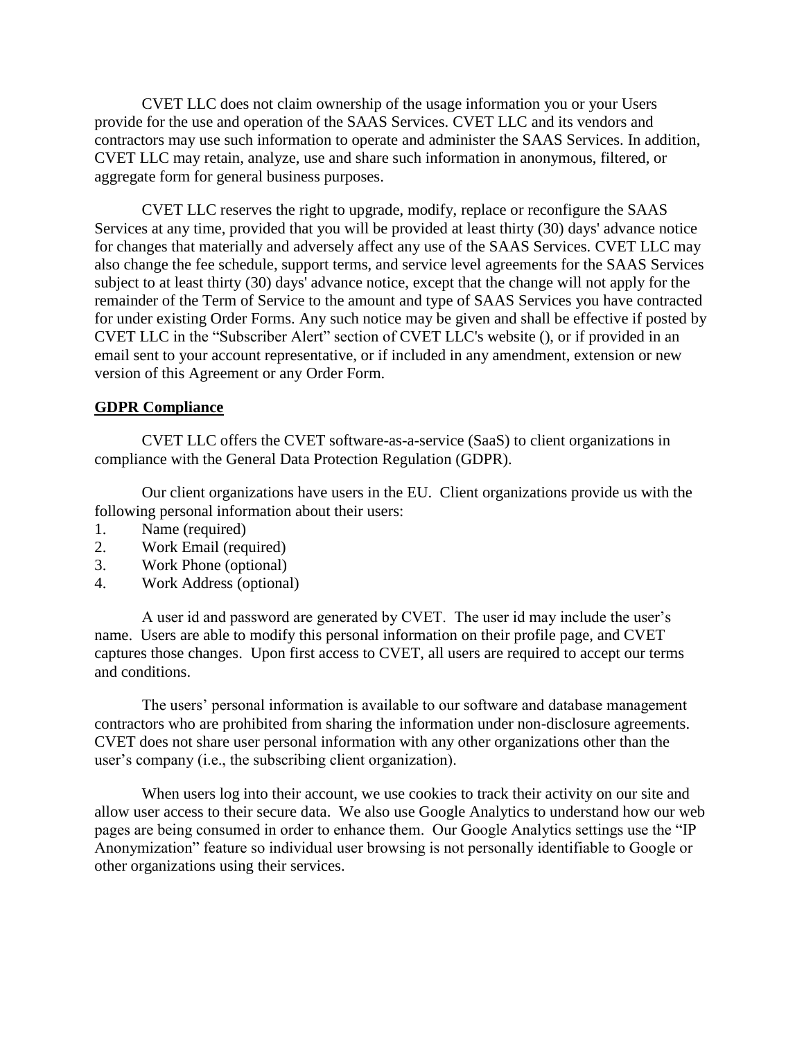CVET LLC does not claim ownership of the usage information you or your Users provide for the use and operation of the SAAS Services. CVET LLC and its vendors and contractors may use such information to operate and administer the SAAS Services. In addition, CVET LLC may retain, analyze, use and share such information in anonymous, filtered, or aggregate form for general business purposes.

CVET LLC reserves the right to upgrade, modify, replace or reconfigure the SAAS Services at any time, provided that you will be provided at least thirty (30) days' advance notice for changes that materially and adversely affect any use of the SAAS Services. CVET LLC may also change the fee schedule, support terms, and service level agreements for the SAAS Services subject to at least thirty (30) days' advance notice, except that the change will not apply for the remainder of the Term of Service to the amount and type of SAAS Services you have contracted for under existing Order Forms. Any such notice may be given and shall be effective if posted by CVET LLC in the “Subscriber Alert” section of CVET LLC's website (), or if provided in an email sent to your account representative, or if included in any amendment, extension or new version of this Agreement or any Order Form.

## GDPR Compliance

CVET LLC offers the CVET software-as-a-service (SaaS) to client organizations in compliance with the General Data Protection Regulation (GDPR).

Our client organizations have users in the EU. Client organizations provide us with the following personal information about their users:

1. Name (required)
2. Work Email (required)
3. Work Phone (optional)
4. Work Address (optional)

A user id and password are generated by CVET. The user id may include the user’s name. Users are able to modify this personal information on their profile page, and CVET captures those changes. Upon first access to CVET, all users are required to accept our terms and conditions.

The users’ personal information is available to our software and database management contractors who are prohibited from sharing the information under non-disclosure agreements. CVET does not share user personal information with any other organizations other than the user’s company (i.e., the subscribing client organization).

When users log into their account, we use cookies to track their activity on our site and allow user access to their secure data. We also use Google Analytics to understand how our web pages are being consumed in order to enhance them. Our Google Analytics settings use the “IP Anonymization” feature so individual user browsing is not personally identifiable to Google or other organizations using their services.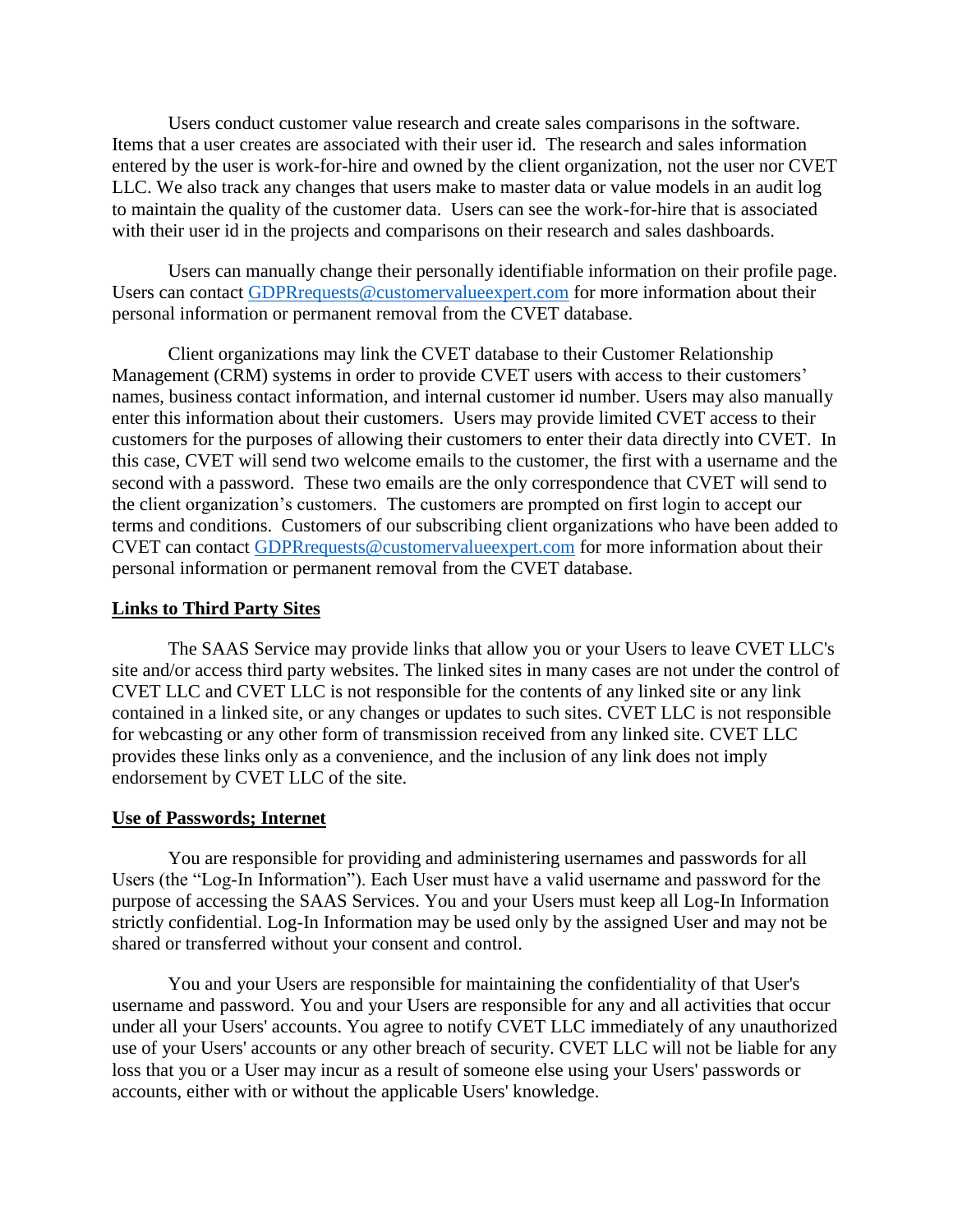Users conduct customer value research and create sales comparisons in the software. Items that a user creates are associated with their user id. The research and sales information entered by the user is work-for-hire and owned by the client organization, not the user nor CVET LLC. We also track any changes that users make to master data or value models in an audit log to maintain the quality of the customer data. Users can see the work-for-hire that is associated with their user id in the projects and comparisons on their research and sales dashboards.

Users can manually change their personally identifiable information on their profile page. Users can contact [GDPRrequests@customervalueexpert.com](mailto:GDPRrequests@customervalueexpert.com) for more information about their personal information or permanent removal from the CVET database.

Client organizations may link the CVET database to their Customer Relationship Management (CRM) systems in order to provide CVET users with access to their customers' names, business contact information, and internal customer id number. Users may also manually enter this information about their customers. Users may provide limited CVET access to their customers for the purposes of allowing their customers to enter their data directly into CVET. In this case, CVET will send two welcome emails to the customer, the first with a username and the second with a password. These two emails are the only correspondence that CVET will send to the client organization's customers. The customers are prompted on first login to accept our terms and conditions. Customers of our subscribing client organizations who have been added to CVET can contact [GDPRrequests@customervalueexpert.com](mailto:GDPRrequests@customervalueexpert.com) for more information about their personal information or permanent removal from the CVET database.

**Links to Third Party Sites**

The SAAS Service may provide links that allow you or your Users to leave CVET LLC's site and/or access third party websites. The linked sites in many cases are not under the control of CVET LLC and CVET LLC is not responsible for the contents of any linked site or any link contained in a linked site, or any changes or updates to such sites. CVET LLC is not responsible for webcasting or any other form of transmission received from any linked site. CVET LLC provides these links only as a convenience, and the inclusion of any link does not imply endorsement by CVET LLC of the site.

**Use of Passwords; Internet**

You are responsible for providing and administering usernames and passwords for all Users (the "Log-In Information"). Each User must have a valid username and password for the purpose of accessing the SAAS Services. You and your Users must keep all Log-In Information strictly confidential. Log-In Information may be used only by the assigned User and may not be shared or transferred without your consent and control.

You and your Users are responsible for maintaining the confidentiality of that User's username and password. You and your Users are responsible for any and all activities that occur under all your Users' accounts. You agree to notify CVET LLC immediately of any unauthorized use of your Users' accounts or any other breach of security. CVET LLC will not be liable for any loss that you or a User may incur as a result of someone else using your Users' passwords or accounts, either with or without the applicable Users' knowledge.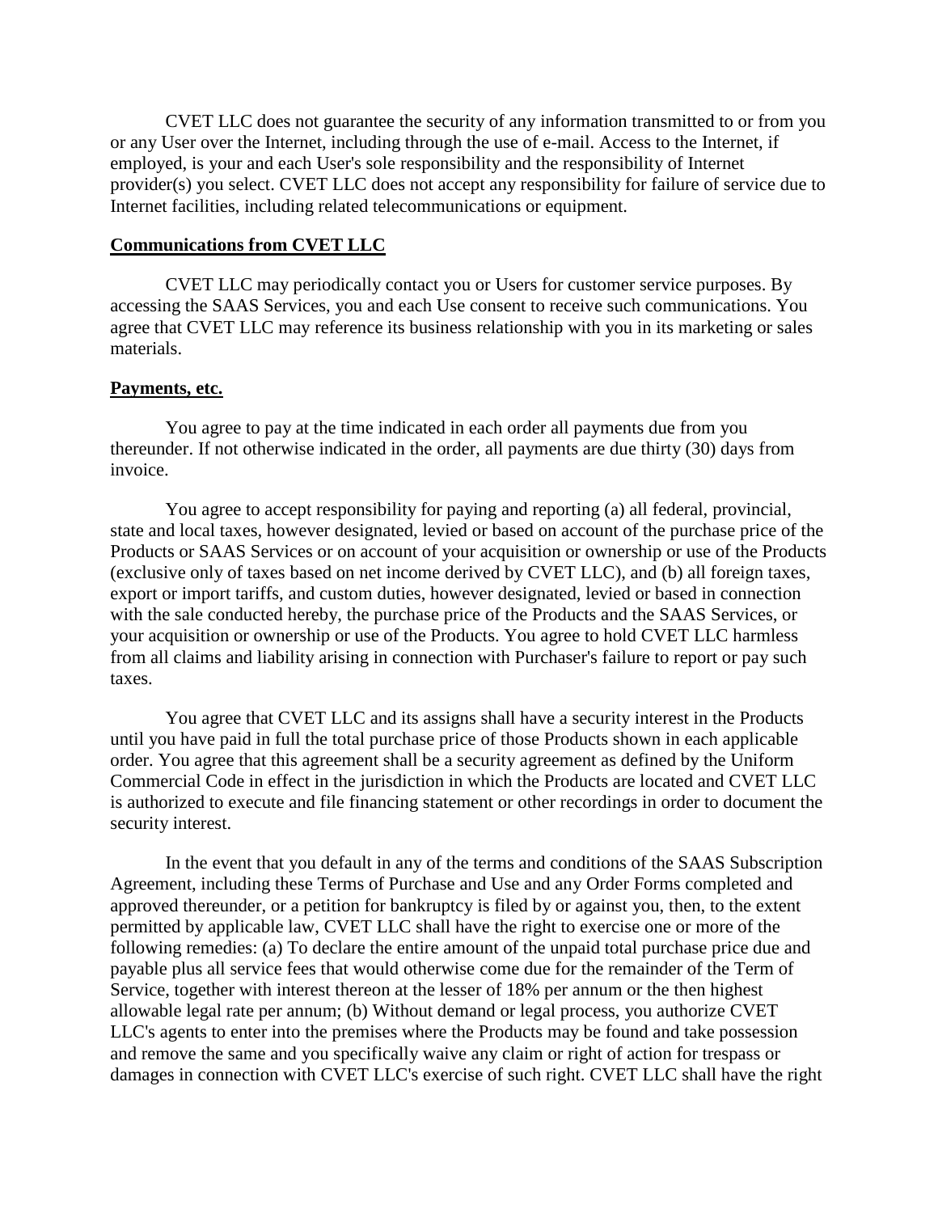CVET LLC does not guarantee the security of any information transmitted to or from you or any User over the Internet, including through the use of e-mail. Access to the Internet, if employed, is your and each User's sole responsibility and the responsibility of Internet provider(s) you select. CVET LLC does not accept any responsibility for failure of service due to Internet facilities, including related telecommunications or equipment.

**Communications from CVET LLC**

CVET LLC may periodically contact you or Users for customer service purposes. By accessing the SAAS Services, you and each Use consent to receive such communications. You agree that CVET LLC may reference its business relationship with you in its marketing or sales materials.

**Payments, etc.**

You agree to pay at the time indicated in each order all payments due from you thereunder. If not otherwise indicated in the order, all payments are due thirty (30) days from invoice.

You agree to accept responsibility for paying and reporting (a) all federal, provincial, state and local taxes, however designated, levied or based on account of the purchase price of the Products or SAAS Services or on account of your acquisition or ownership or use of the Products (exclusive only of taxes based on net income derived by CVET LLC), and (b) all foreign taxes, export or import tariffs, and custom duties, however designated, levied or based in connection with the sale conducted hereby, the purchase price of the Products and the SAAS Services, or your acquisition or ownership or use of the Products. You agree to hold CVET LLC harmless from all claims and liability arising in connection with Purchaser's failure to report or pay such taxes.

You agree that CVET LLC and its assigns shall have a security interest in the Products until you have paid in full the total purchase price of those Products shown in each applicable order. You agree that this agreement shall be a security agreement as defined by the Uniform Commercial Code in effect in the jurisdiction in which the Products are located and CVET LLC is authorized to execute and file financing statement or other recordings in order to document the security interest.

In the event that you default in any of the terms and conditions of the SAAS Subscription Agreement, including these Terms of Purchase and Use and any Order Forms completed and approved thereunder, or a petition for bankruptcy is filed by or against you, then, to the extent permitted by applicable law, CVET LLC shall have the right to exercise one or more of the following remedies: (a) To declare the entire amount of the unpaid total purchase price due and payable plus all service fees that would otherwise come due for the remainder of the Term of Service, together with interest thereon at the lesser of 18% per annum or the then highest allowable legal rate per annum; (b) Without demand or legal process, you authorize CVET LLC's agents to enter into the premises where the Products may be found and take possession and remove the same and you specifically waive any claim or right of action for trespass or damages in connection with CVET LLC's exercise of such right. CVET LLC shall have the right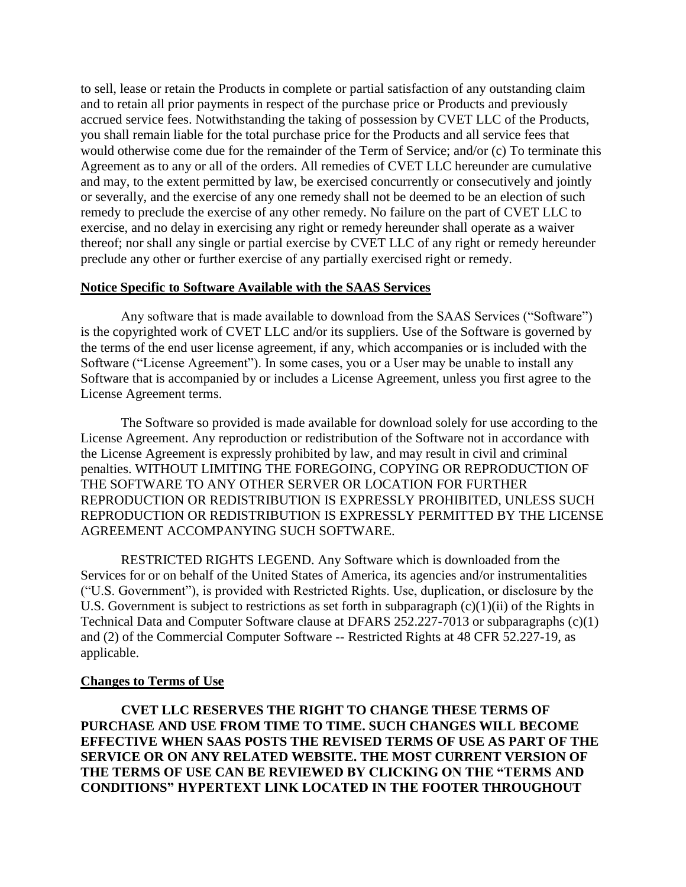to sell, lease or retain the Products in complete or partial satisfaction of any outstanding claim and to retain all prior payments in respect of the purchase price or Products and previously accrued service fees. Notwithstanding the taking of possession by CVET LLC of the Products, you shall remain liable for the total purchase price for the Products and all service fees that would otherwise come due for the remainder of the Term of Service; and/or (c) To terminate this Agreement as to any or all of the orders. All remedies of CVET LLC hereunder are cumulative and may, to the extent permitted by law, be exercised concurrently or consecutively and jointly or severally, and the exercise of any one remedy shall not be deemed to be an election of such remedy to preclude the exercise of any other remedy. No failure on the part of CVET LLC to exercise, and no delay in exercising any right or remedy hereunder shall operate as a waiver thereof; nor shall any single or partial exercise by CVET LLC of any right or remedy hereunder preclude any other or further exercise of any partially exercised right or remedy.

**Notice Specific to Software Available with the SAAS Services**

Any software that is made available to download from the SAAS Services ("Software") is the copyrighted work of CVET LLC and/or its suppliers. Use of the Software is governed by the terms of the end user license agreement, if any, which accompanies or is included with the Software ("License Agreement"). In some cases, you or a User may be unable to install any Software that is accompanied by or includes a License Agreement, unless you first agree to the License Agreement terms.

The Software so provided is made available for download solely for use according to the License Agreement. Any reproduction or redistribution of the Software not in accordance with the License Agreement is expressly prohibited by law, and may result in civil and criminal penalties. WITHOUT LIMITING THE FOREGOING, COPYING OR REPRODUCTION OF THE SOFTWARE TO ANY OTHER SERVER OR LOCATION FOR FURTHER REPRODUCTION OR REDISTRIBUTION IS EXPRESSLY PROHIBITED, UNLESS SUCH REPRODUCTION OR REDISTRIBUTION IS EXPRESSLY PERMITTED BY THE LICENSE AGREEMENT ACCOMPANYING SUCH SOFTWARE.

RESTRICTED RIGHTS LEGEND. Any Software which is downloaded from the Services for or on behalf of the United States of America, its agencies and/or instrumentalities ("U.S. Government"), is provided with Restricted Rights. Use, duplication, or disclosure by the U.S. Government is subject to restrictions as set forth in subparagraph (c)(1)(ii) of the Rights in Technical Data and Computer Software clause at DFARS 252.227-7013 or subparagraphs (c)(1) and (2) of the Commercial Computer Software -- Restricted Rights at 48 CFR 52.227-19, as applicable.

**Changes to Terms of Use**

**CVET LLC RESERVES THE RIGHT TO CHANGE THESE TERMS OF PURCHASE AND USE FROM TIME TO TIME. SUCH CHANGES WILL BECOME EFFECTIVE WHEN SAAS POSTS THE REVISED TERMS OF USE AS PART OF THE SERVICE OR ON ANY RELATED WEBSITE. THE MOST CURRENT VERSION OF THE TERMS OF USE CAN BE REVIEWED BY CLICKING ON THE "TERMS AND CONDITIONS" HYPERTEXT LINK LOCATED IN THE FOOTER THROUGHOUT**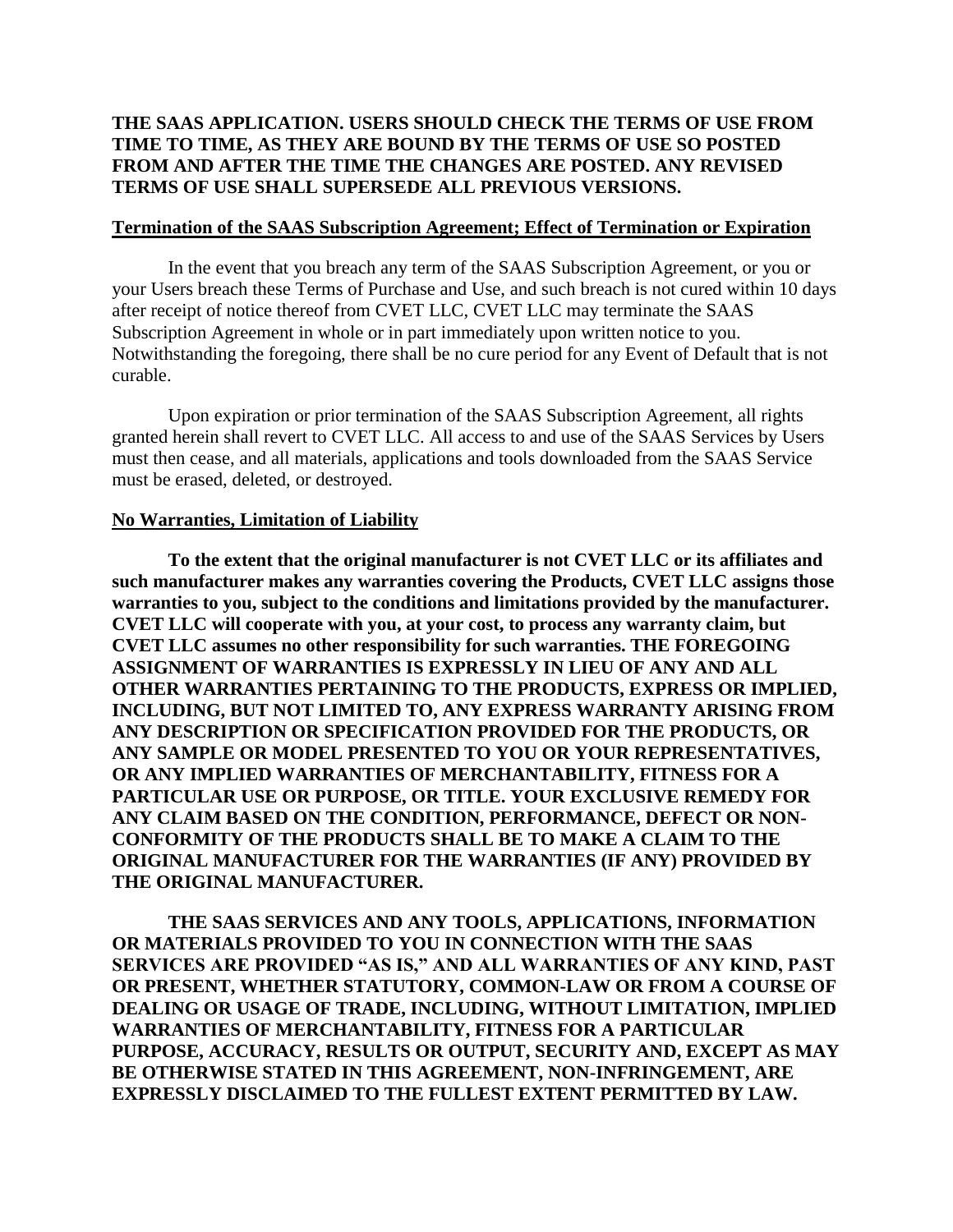**THE SAAS APPLICATION. USERS SHOULD CHECK THE TERMS OF USE FROM TIME TO TIME, AS THEY ARE BOUND BY THE TERMS OF USE SO POSTED FROM AND AFTER THE TIME THE CHANGES ARE POSTED. ANY REVISED TERMS OF USE SHALL SUPERSEDE ALL PREVIOUS VERSIONS.**

## Termination of the SAAS Subscription Agreement; Effect of Termination or Expiration

In the event that you breach any term of the SAAS Subscription Agreement, or you or your Users breach these Terms of Purchase and Use, and such breach is not cured within 10 days after receipt of notice thereof from CVET LLC, CVET LLC may terminate the SAAS Subscription Agreement in whole or in part immediately upon written notice to you. Notwithstanding the foregoing, there shall be no cure period for any Event of Default that is not curable.

Upon expiration or prior termination of the SAAS Subscription Agreement, all rights granted herein shall revert to CVET LLC. All access to and use of the SAAS Services by Users must then cease, and all materials, applications and tools downloaded from the SAAS Service must be erased, deleted, or destroyed.

## No Warranties, Limitation of Liability

**To the extent that the original manufacturer is not CVET LLC or its affiliates and such manufacturer makes any warranties covering the Products, CVET LLC assigns those warranties to you, subject to the conditions and limitations provided by the manufacturer. CVET LLC will cooperate with you, at your cost, to process any warranty claim, but CVET LLC assumes no other responsibility for such warranties. THE FOREGOING ASSIGNMENT OF WARRANTIES IS EXPRESSLY IN LIEU OF ANY AND ALL OTHER WARRANTIES PERTAINING TO THE PRODUCTS, EXPRESS OR IMPLIED, INCLUDING, BUT NOT LIMITED TO, ANY EXPRESS WARRANTY ARISING FROM ANY DESCRIPTION OR SPECIFICATION PROVIDED FOR THE PRODUCTS, OR ANY SAMPLE OR MODEL PRESENTED TO YOU OR YOUR REPRESENTATIVES, OR ANY IMPLIED WARRANTIES OF MERCHANTABILITY, FITNESS FOR A PARTICULAR USE OR PURPOSE, OR TITLE. YOUR EXCLUSIVE REMEDY FOR ANY CLAIM BASED ON THE CONDITION, PERFORMANCE, DEFECT OR NON-CONFORMITY OF THE PRODUCTS SHALL BE TO MAKE A CLAIM TO THE ORIGINAL MANUFACTURER FOR THE WARRANTIES (IF ANY) PROVIDED BY THE ORIGINAL MANUFACTURER.**

**THE SAAS SERVICES AND ANY TOOLS, APPLICATIONS, INFORMATION OR MATERIALS PROVIDED TO YOU IN CONNECTION WITH THE SAAS SERVICES ARE PROVIDED "AS IS," AND ALL WARRANTIES OF ANY KIND, PAST OR PRESENT, WHETHER STATUTORY, COMMON-LAW OR FROM A COURSE OF DEALING OR USAGE OF TRADE, INCLUDING, WITHOUT LIMITATION, IMPLIED WARRANTIES OF MERCHANTABILITY, FITNESS FOR A PARTICULAR PURPOSE, ACCURACY, RESULTS OR OUTPUT, SECURITY AND, EXCEPT AS MAY BE OTHERWISE STATED IN THIS AGREEMENT, NON-INFRINGEMENT, ARE EXPRESSLY DISCLAIMED TO THE FULLEST EXTENT PERMITTED BY LAW.**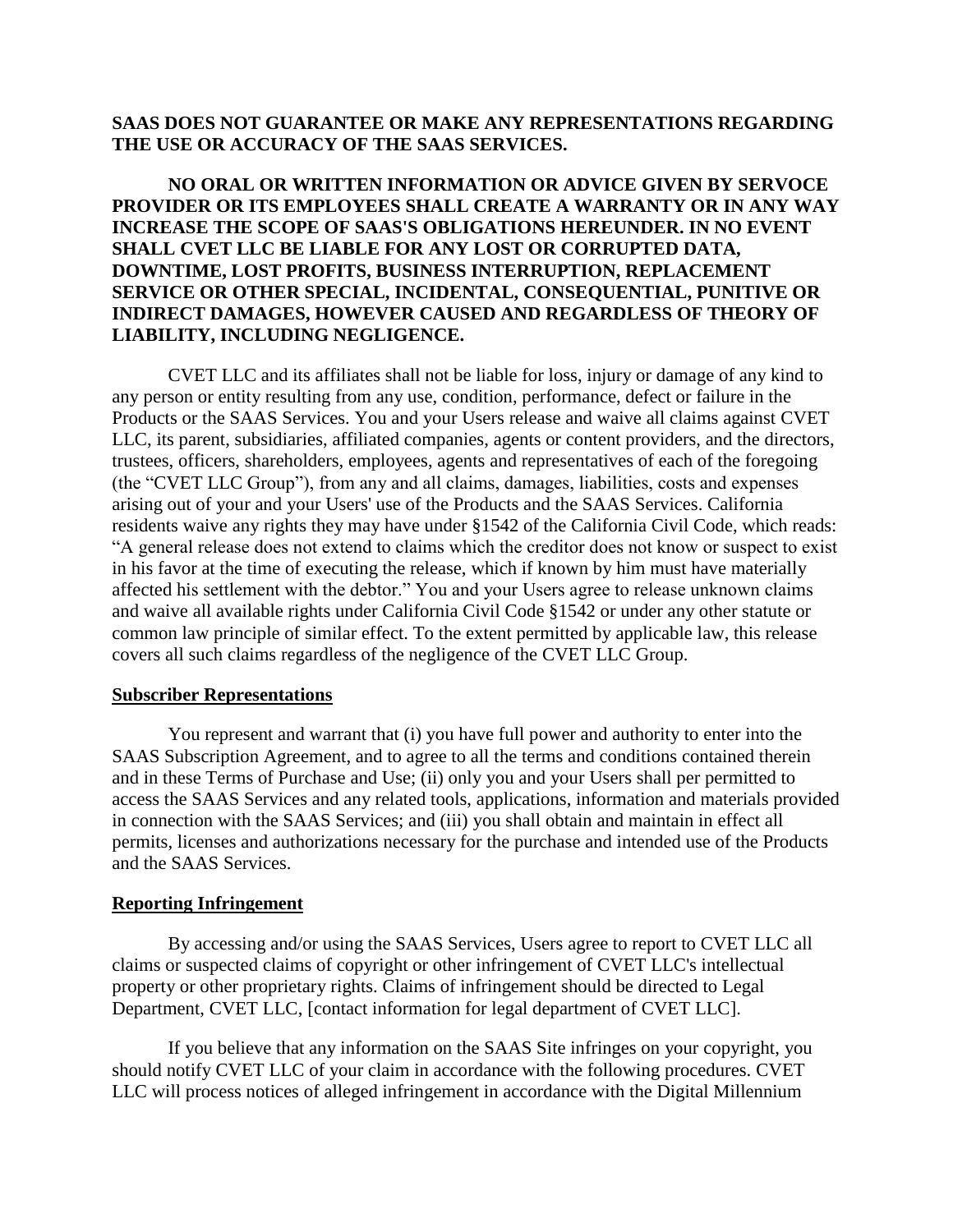**SAAS DOES NOT GUARANTEE OR MAKE ANY REPRESENTATIONS REGARDING THE USE OR ACCURACY OF THE SAAS SERVICES.**

**NO ORAL OR WRITTEN INFORMATION OR ADVICE GIVEN BY SERVOCE PROVIDER OR ITS EMPLOYEES SHALL CREATE A WARRANTY OR IN ANY WAY INCREASE THE SCOPE OF SAAS'S OBLIGATIONS HEREUNDER. IN NO EVENT SHALL CVET LLC BE LIABLE FOR ANY LOST OR CORRUPTED DATA, DOWNTIME, LOST PROFITS, BUSINESS INTERRUPTION, REPLACEMENT SERVICE OR OTHER SPECIAL, INCIDENTAL, CONSEQUENTIAL, PUNITIVE OR INDIRECT DAMAGES, HOWEVER CAUSED AND REGARDLESS OF THEORY OF LIABILITY, INCLUDING NEGLIGENCE.**

CVET LLC and its affiliates shall not be liable for loss, injury or damage of any kind to any person or entity resulting from any use, condition, performance, defect or failure in the Products or the SAAS Services. You and your Users release and waive all claims against CVET LLC, its parent, subsidiaries, affiliated companies, agents or content providers, and the directors, trustees, officers, shareholders, employees, agents and representatives of each of the foregoing (the "CVET LLC Group"), from any and all claims, damages, liabilities, costs and expenses arising out of your and your Users' use of the Products and the SAAS Services. California residents waive any rights they may have under §1542 of the California Civil Code, which reads: "A general release does not extend to claims which the creditor does not know or suspect to exist in his favor at the time of executing the release, which if known by him must have materially affected his settlement with the debtor." You and your Users agree to release unknown claims and waive all available rights under California Civil Code §1542 or under any other statute or common law principle of similar effect. To the extent permitted by applicable law, this release covers all such claims regardless of the negligence of the CVET LLC Group.

## Subscriber Representations

You represent and warrant that (i) you have full power and authority to enter into the SAAS Subscription Agreement, and to agree to all the terms and conditions contained therein and in these Terms of Purchase and Use; (ii) only you and your Users shall per permitted to access the SAAS Services and any related tools, applications, information and materials provided in connection with the SAAS Services; and (iii) you shall obtain and maintain in effect all permits, licenses and authorizations necessary for the purchase and intended use of the Products and the SAAS Services.

## Reporting Infringement

By accessing and/or using the SAAS Services, Users agree to report to CVET LLC all claims or suspected claims of copyright or other infringement of CVET LLC's intellectual property or other proprietary rights. Claims of infringement should be directed to Legal Department, CVET LLC, [contact information for legal department of CVET LLC].

If you believe that any information on the SAAS Site infringes on your copyright, you should notify CVET LLC of your claim in accordance with the following procedures. CVET LLC will process notices of alleged infringement in accordance with the Digital Millennium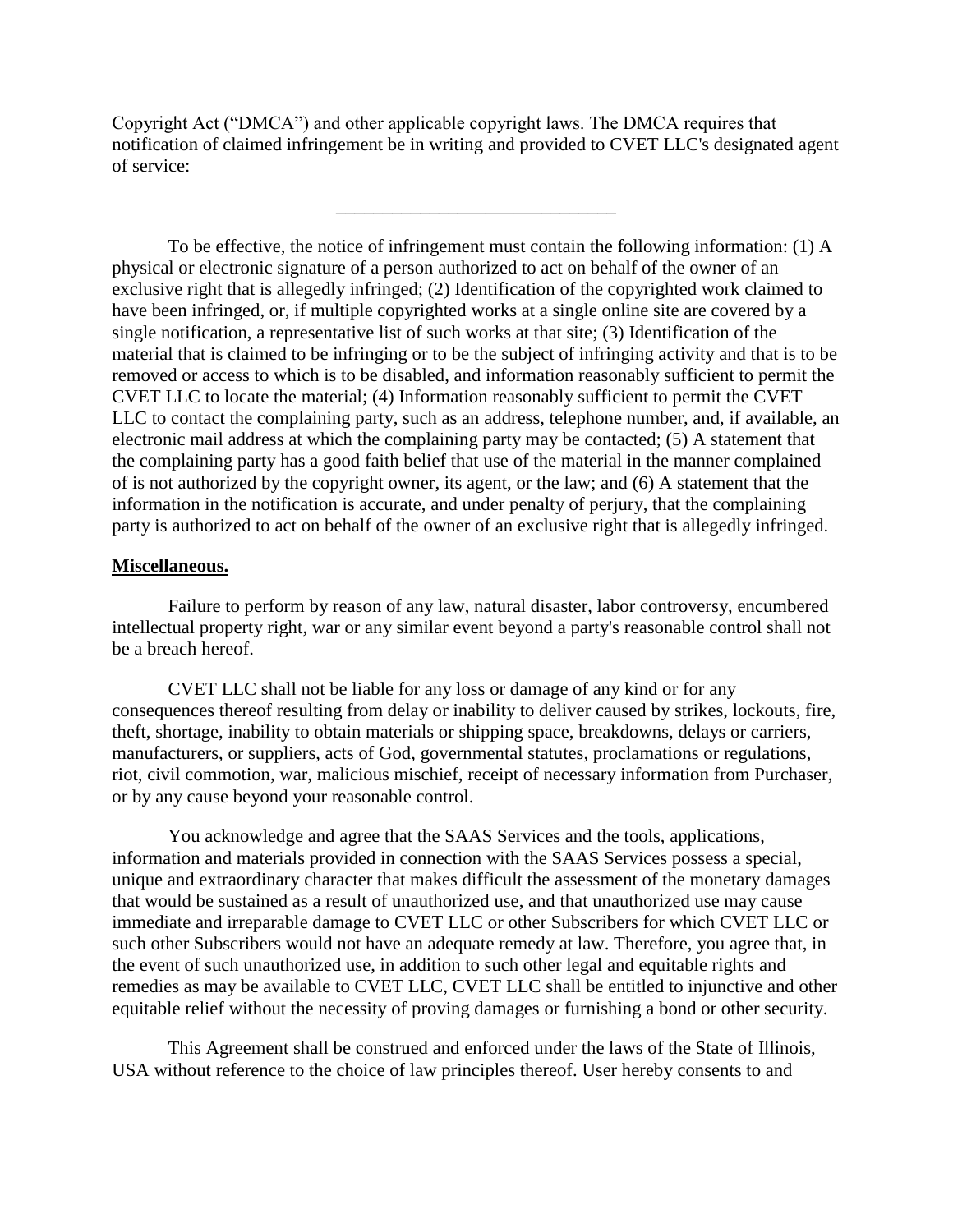Copyright Act ("DMCA") and other applicable copyright laws. The DMCA requires that notification of claimed infringement be in writing and provided to CVET LLC's designated agent of service:

______________________________

To be effective, the notice of infringement must contain the following information: (1) A physical or electronic signature of a person authorized to act on behalf of the owner of an exclusive right that is allegedly infringed; (2) Identification of the copyrighted work claimed to have been infringed, or, if multiple copyrighted works at a single online site are covered by a single notification, a representative list of such works at that site; (3) Identification of the material that is claimed to be infringing or to be the subject of infringing activity and that is to be removed or access to which is to be disabled, and information reasonably sufficient to permit the CVET LLC to locate the material; (4) Information reasonably sufficient to permit the CVET LLC to contact the complaining party, such as an address, telephone number, and, if available, an electronic mail address at which the complaining party may be contacted; (5) A statement that the complaining party has a good faith belief that use of the material in the manner complained of is not authorized by the copyright owner, its agent, or the law; and (6) A statement that the information in the notification is accurate, and under penalty of perjury, that the complaining party is authorized to act on behalf of the owner of an exclusive right that is allegedly infringed.

**Miscellaneous.**

Failure to perform by reason of any law, natural disaster, labor controversy, encumbered intellectual property right, war or any similar event beyond a party's reasonable control shall not be a breach hereof.

CVET LLC shall not be liable for any loss or damage of any kind or for any consequences thereof resulting from delay or inability to deliver caused by strikes, lockouts, fire, theft, shortage, inability to obtain materials or shipping space, breakdowns, delays or carriers, manufacturers, or suppliers, acts of God, governmental statutes, proclamations or regulations, riot, civil commotion, war, malicious mischief, receipt of necessary information from Purchaser, or by any cause beyond your reasonable control.

You acknowledge and agree that the SAAS Services and the tools, applications, information and materials provided in connection with the SAAS Services possess a special, unique and extraordinary character that makes difficult the assessment of the monetary damages that would be sustained as a result of unauthorized use, and that unauthorized use may cause immediate and irreparable damage to CVET LLC or other Subscribers for which CVET LLC or such other Subscribers would not have an adequate remedy at law. Therefore, you agree that, in the event of such unauthorized use, in addition to such other legal and equitable rights and remedies as may be available to CVET LLC, CVET LLC shall be entitled to injunctive and other equitable relief without the necessity of proving damages or furnishing a bond or other security.

This Agreement shall be construed and enforced under the laws of the State of Illinois, USA without reference to the choice of law principles thereof. User hereby consents to and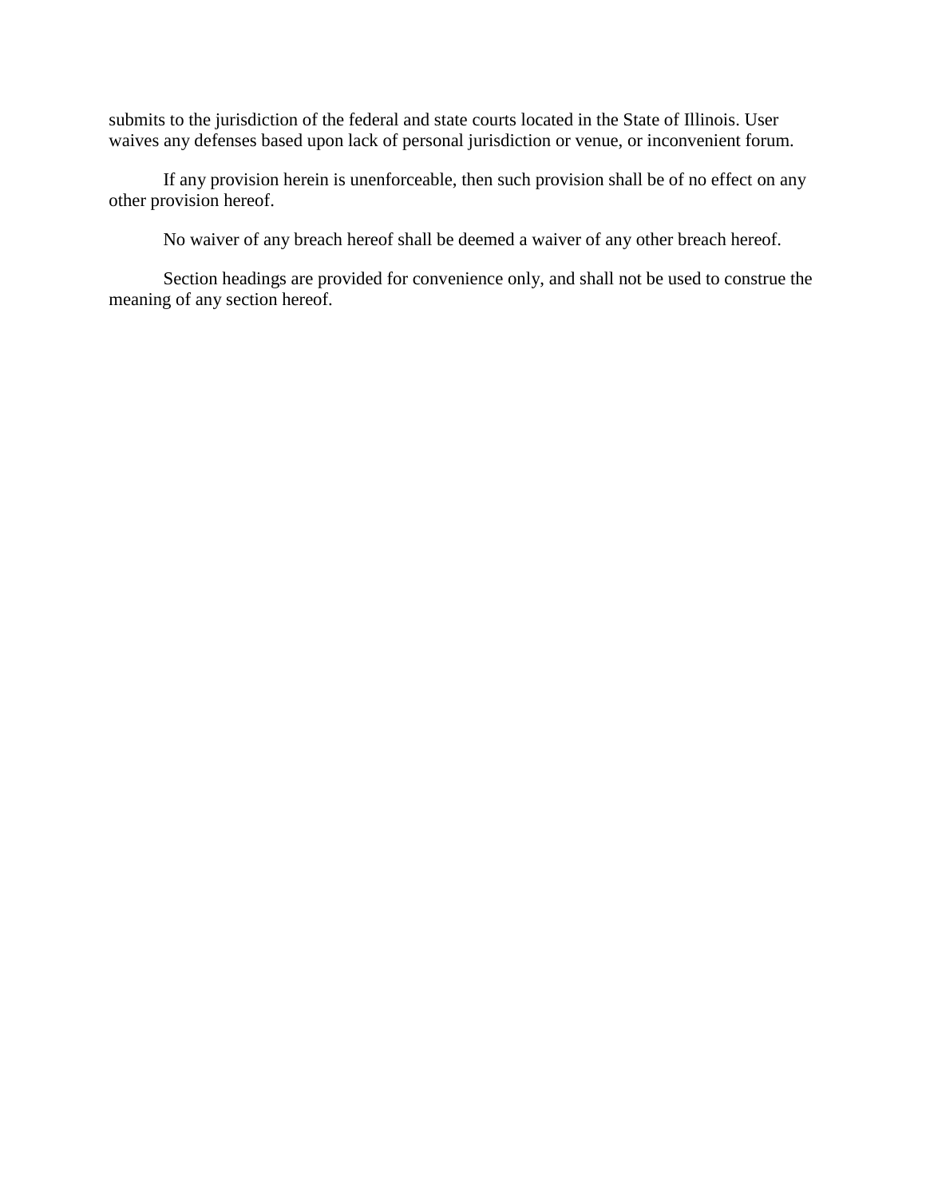submits to the jurisdiction of the federal and state courts located in the State of Illinois. User waives any defenses based upon lack of personal jurisdiction or venue, or inconvenient forum.

If any provision herein is unenforceable, then such provision shall be of no effect on any other provision hereof.

No waiver of any breach hereof shall be deemed a waiver of any other breach hereof.

Section headings are provided for convenience only, and shall not be used to construe the meaning of any section hereof.